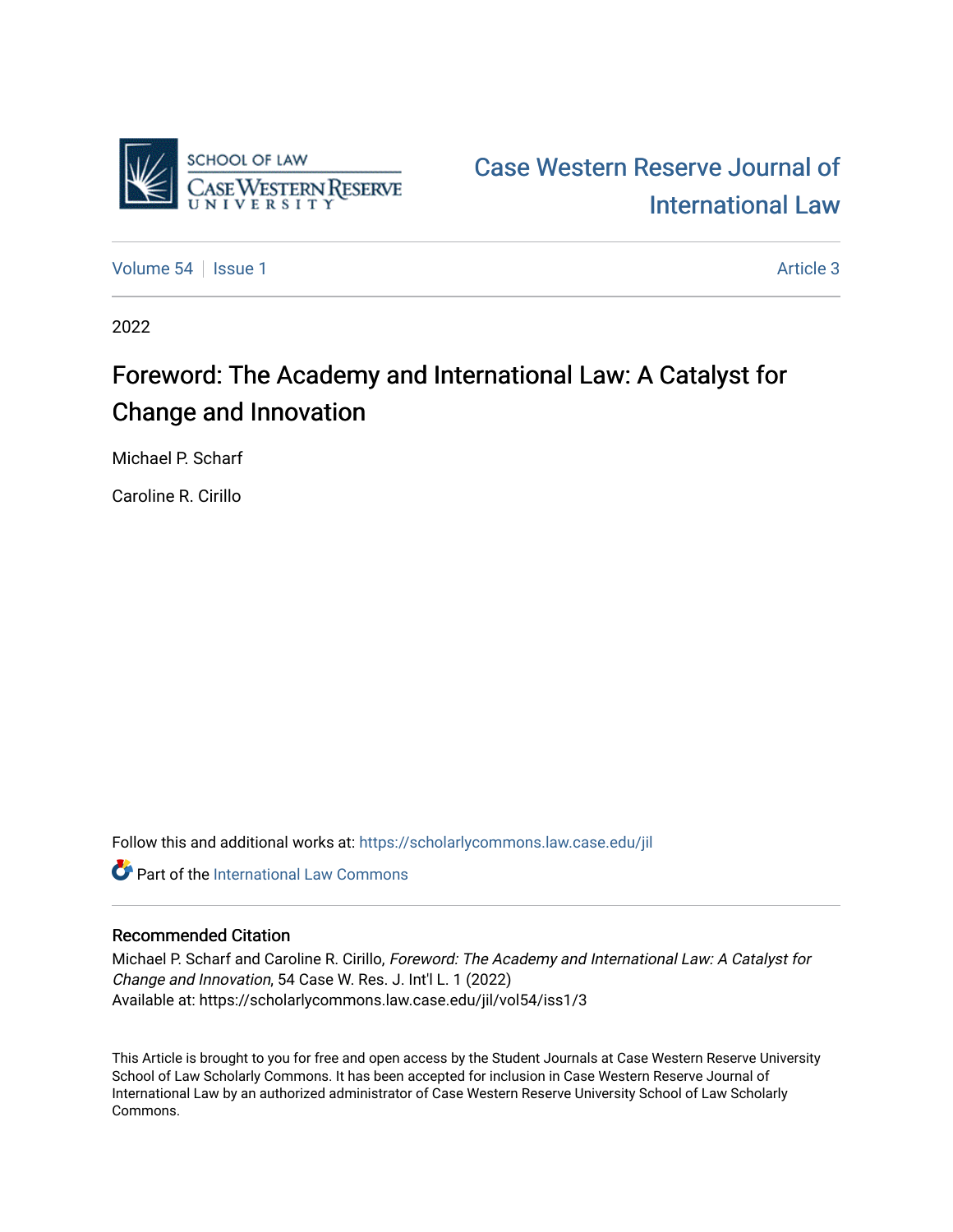Case Western Reserve Journal of International Law

Volume 54 | Issue 1 | Article 3

2022

# Foreword: The Academy and International Law: A Catalyst for Change and Innovation

Michael P. Scharf

Caroline R. Cirillo

Follow this and additional works at: https://scholarlycommons.law.case.edu/jil

Part of the International Law Commons

## Recommended Citation

Michael P. Scharf and Caroline R. Cirillo, *Foreword: The Academy and International Law: A Catalyst for Change and Innovation*, 54 Case W. Res. J. Int'l L. 1 (2022)
Available at: https://scholarlycommons.law.case.edu/jil/vol54/iss1/3

This Article is brought to you for free and open access by the Student Journals at Case Western Reserve University School of Law Scholarly Commons. It has been accepted for inclusion in Case Western Reserve Journal of International Law by an authorized administrator of Case Western Reserve University School of Law Scholarly Commons.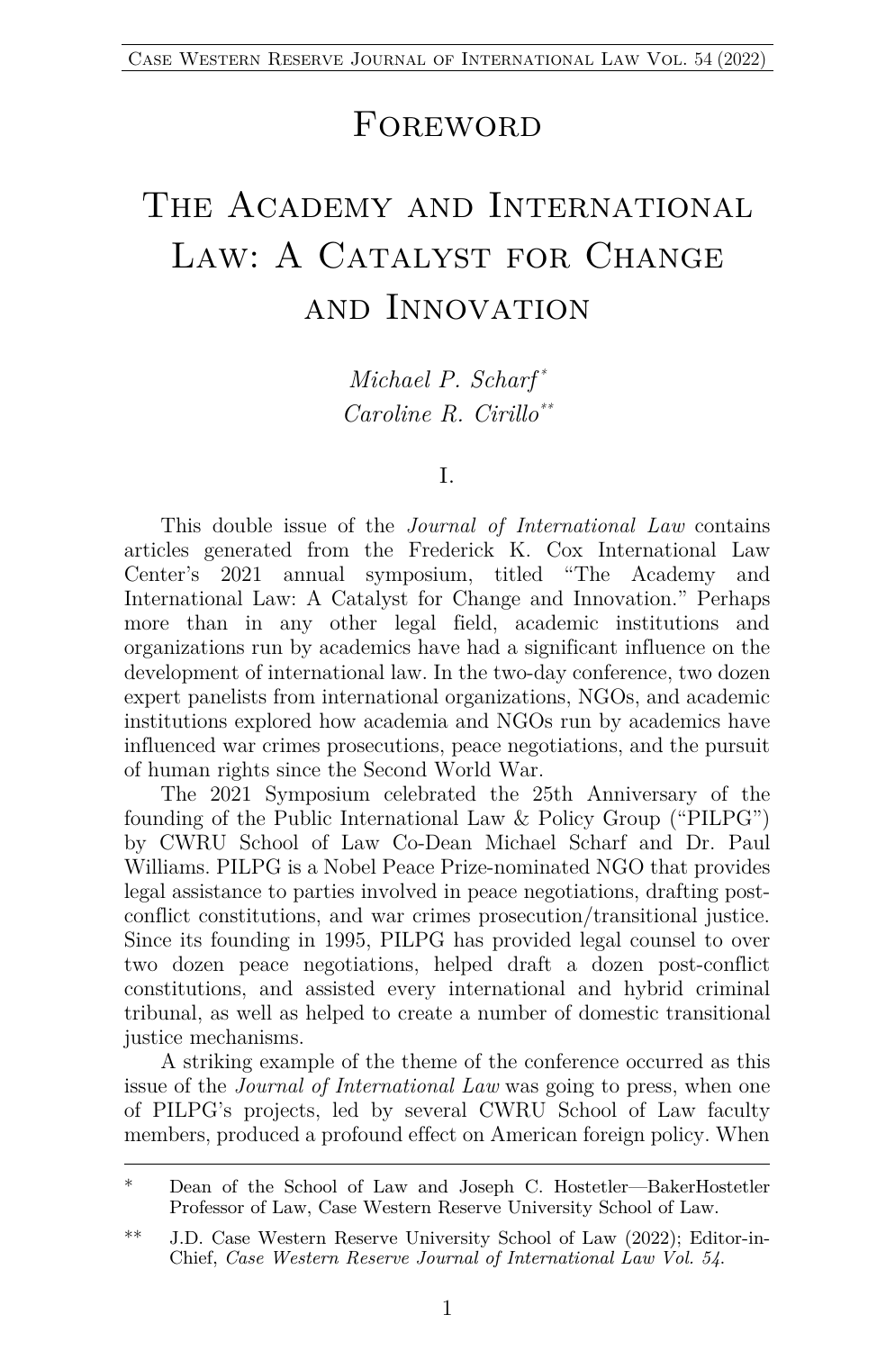# Foreword

# The Academy and International Law: A Catalyst for Change and Innovation

*Michael P. Scharf*[*]
*Caroline R. Cirillo*[**]

## I.

This double issue of the *Journal of International Law* contains articles generated from the Frederick K. Cox International Law Center's 2021 annual symposium, titled "The Academy and International Law: A Catalyst for Change and Innovation." Perhaps more than in any other legal field, academic institutions and organizations run by academics have had a significant influence on the development of international law. In the two-day conference, two dozen expert panelists from international organizations, NGOs, and academic institutions explored how academia and NGOs run by academics have influenced war crimes prosecutions, peace negotiations, and the pursuit of human rights since the Second World War.

The 2021 Symposium celebrated the 25th Anniversary of the founding of the Public International Law & Policy Group ("PILPG") by CWRU School of Law Co-Dean Michael Scharf and Dr. Paul Williams. PILPG is a Nobel Peace Prize-nominated NGO that provides legal assistance to parties involved in peace negotiations, drafting post-conflict constitutions, and war crimes prosecution/transitional justice. Since its founding in 1995, PILPG has provided legal counsel to over two dozen peace negotiations, helped draft a dozen post-conflict constitutions, and assisted every international and hybrid criminal tribunal, as well as helped to create a number of domestic transitional justice mechanisms.

A striking example of the theme of the conference occurred as this issue of the *Journal of International Law* was going to press, when one of PILPG's projects, led by several CWRU School of Law faculty members, produced a profound effect on American foreign policy. When

---

[*] Dean of the School of Law and Joseph C. Hostetler—BakerHostetler Professor of Law, Case Western Reserve University School of Law.

[**] J.D. Case Western Reserve University School of Law (2022); Editor-in-Chief, *Case Western Reserve Journal of International Law Vol. 54*.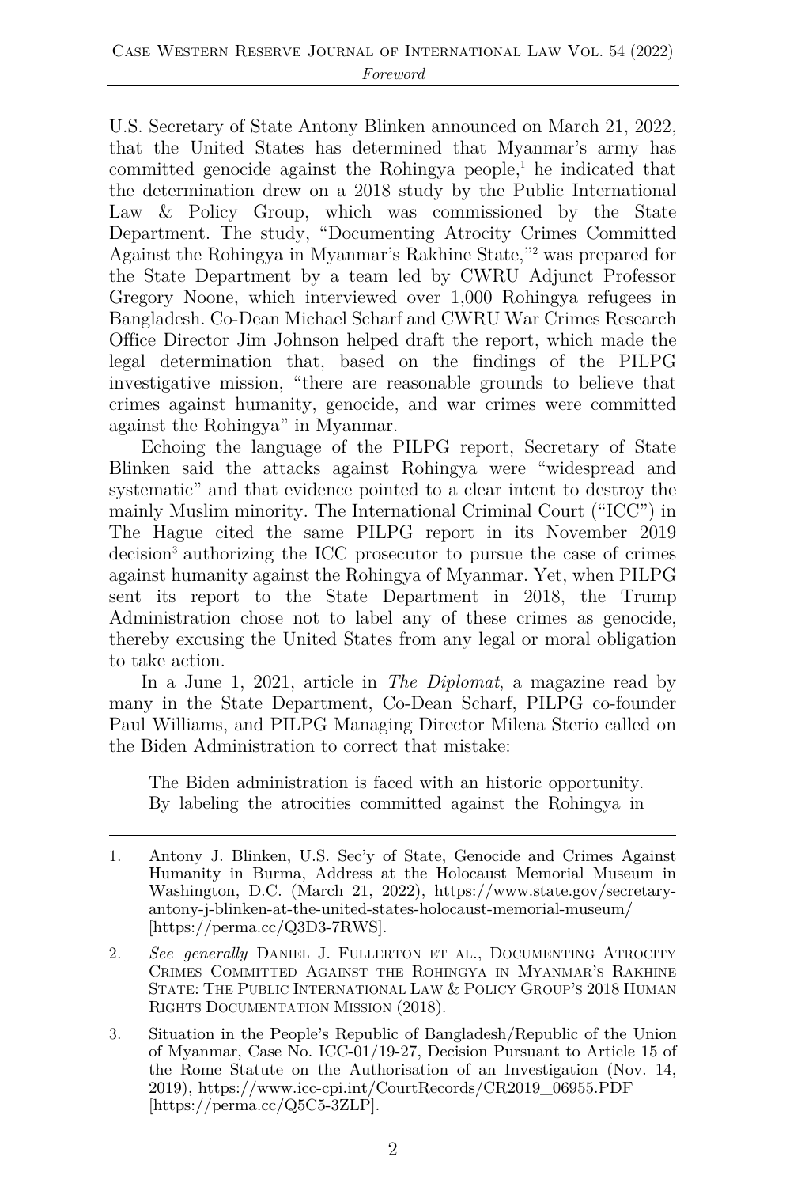U.S. Secretary of State Antony Blinken announced on March 21, 2022, that the United States has determined that Myanmar's army has committed genocide against the Rohingya people,[1] he indicated that the determination drew on a 2018 study by the Public International Law & Policy Group, which was commissioned by the State Department. The study, "Documenting Atrocity Crimes Committed Against the Rohingya in Myanmar's Rakhine State,"[2] was prepared for the State Department by a team led by CWRU Adjunct Professor Gregory Noone, which interviewed over 1,000 Rohingya refugees in Bangladesh. Co-Dean Michael Scharf and CWRU War Crimes Research Office Director Jim Johnson helped draft the report, which made the legal determination that, based on the findings of the PILPG investigative mission, "there are reasonable grounds to believe that crimes against humanity, genocide, and war crimes were committed against the Rohingya" in Myanmar.

Echoing the language of the PILPG report, Secretary of State Blinken said the attacks against Rohingya were "widespread and systematic" and that evidence pointed to a clear intent to destroy the mainly Muslim minority. The International Criminal Court ("ICC") in The Hague cited the same PILPG report in its November 2019 decision[3] authorizing the ICC prosecutor to pursue the case of crimes against humanity against the Rohingya of Myanmar. Yet, when PILPG sent its report to the State Department in 2018, the Trump Administration chose not to label any of these crimes as genocide, thereby excusing the United States from any legal or moral obligation to take action.

In a June 1, 2021, article in *The Diplomat*, a magazine read by many in the State Department, Co-Dean Scharf, PILPG co-founder Paul Williams, and PILPG Managing Director Milena Sterio called on the Biden Administration to correct that mistake:

> The Biden administration is faced with an historic opportunity. By labeling the atrocities committed against the Rohingya in

---

1. Antony J. Blinken, U.S. Sec'y of State, Genocide and Crimes Against Humanity in Burma, Address at the Holocaust Memorial Museum in Washington, D.C. (March 21, 2022), https://www.state.gov/secretary-antony-j-blinken-at-the-united-states-holocaust-memorial-museum/ [https://perma.cc/Q3D3-7RWS].
2. *See generally* Daniel J. Fullerton et al., Documenting Atrocity Crimes Committed Against the Rohingya in Myanmar's Rakhine State: The Public International Law & Policy Group's 2018 Human Rights Documentation Mission (2018).
3. Situation in the People's Republic of Bangladesh/Republic of the Union of Myanmar, Case No. ICC-01/19-27, Decision Pursuant to Article 15 of the Rome Statute on the Authorisation of an Investigation (Nov. 14, 2019), https://www.icc-cpi.int/CourtRecords/CR2019_06955.PDF [https://perma.cc/Q5C5-3ZLP].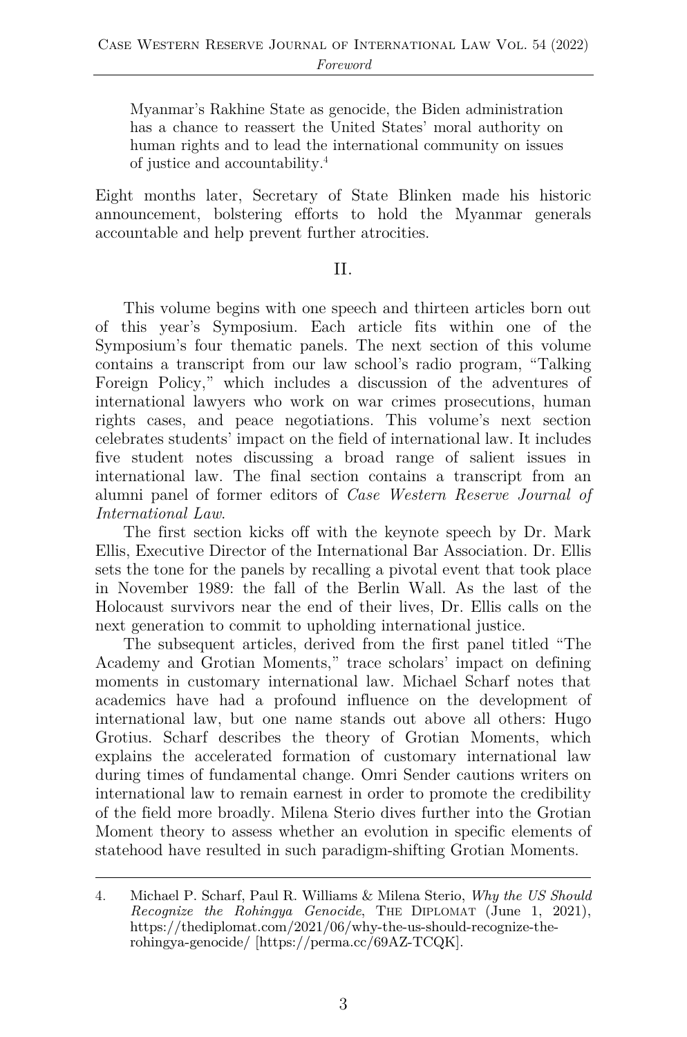> Myanmar's Rakhine State as genocide, the Biden administration has a chance to reassert the United States' moral authority on human rights and to lead the international community on issues of justice and accountability.[4]

Eight months later, Secretary of State Blinken made his historic announcement, bolstering efforts to hold the Myanmar generals accountable and help prevent further atrocities.

## II.

This volume begins with one speech and thirteen articles born out of this year's Symposium. Each article fits within one of the Symposium's four thematic panels. The next section of this volume contains a transcript from our law school's radio program, "Talking Foreign Policy," which includes a discussion of the adventures of international lawyers who work on war crimes prosecutions, human rights cases, and peace negotiations. This volume's next section celebrates students' impact on the field of international law. It includes five student notes discussing a broad range of salient issues in international law. The final section contains a transcript from an alumni panel of former editors of *Case Western Reserve Journal of International Law*.

The first section kicks off with the keynote speech by Dr. Mark Ellis, Executive Director of the International Bar Association. Dr. Ellis sets the tone for the panels by recalling a pivotal event that took place in November 1989: the fall of the Berlin Wall. As the last of the Holocaust survivors near the end of their lives, Dr. Ellis calls on the next generation to commit to upholding international justice.

The subsequent articles, derived from the first panel titled "The Academy and Grotian Moments," trace scholars' impact on defining moments in customary international law. Michael Scharf notes that academics have had a profound influence on the development of international law, but one name stands out above all others: Hugo Grotius. Scharf describes the theory of Grotian Moments, which explains the accelerated formation of customary international law during times of fundamental change. Omri Sender cautions writers on international law to remain earnest in order to promote the credibility of the field more broadly. Milena Sterio dives further into the Grotian Moment theory to assess whether an evolution in specific elements of statehood have resulted in such paradigm-shifting Grotian Moments.

---

4. Michael P. Scharf, Paul R. Williams & Milena Sterio, *Why the US Should Recognize the Rohingya Genocide*, THE DIPLOMAT (June 1, 2021), https://thediplomat.com/2021/06/why-the-us-should-recognize-the-rohingya-genocide/ [https://perma.cc/69AZ-TCQK].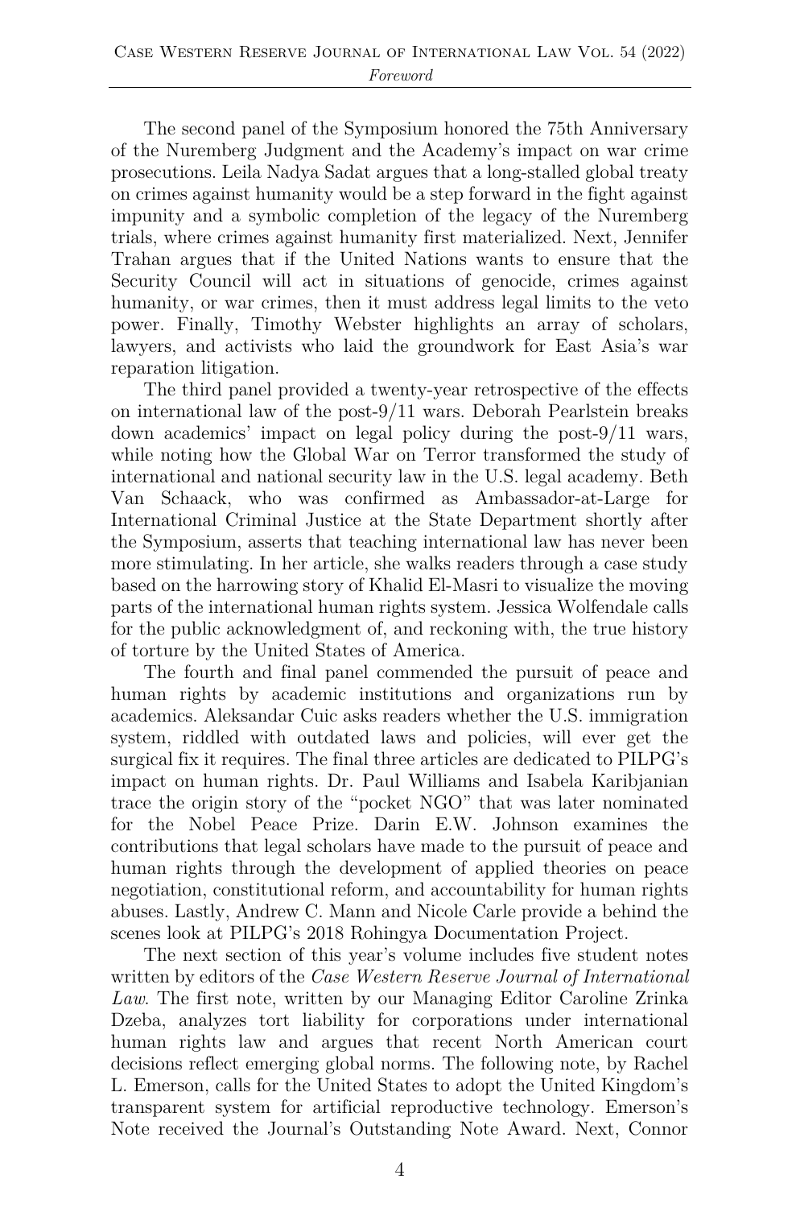The second panel of the Symposium honored the 75th Anniversary of the Nuremberg Judgment and the Academy's impact on war crime prosecutions. Leila Nadya Sadat argues that a long-stalled global treaty on crimes against humanity would be a step forward in the fight against impunity and a symbolic completion of the legacy of the Nuremberg trials, where crimes against humanity first materialized. Next, Jennifer Trahan argues that if the United Nations wants to ensure that the Security Council will act in situations of genocide, crimes against humanity, or war crimes, then it must address legal limits to the veto power. Finally, Timothy Webster highlights an array of scholars, lawyers, and activists who laid the groundwork for East Asia's war reparation litigation.

The third panel provided a twenty-year retrospective of the effects on international law of the post-9/11 wars. Deborah Pearlstein breaks down academics' impact on legal policy during the post-9/11 wars, while noting how the Global War on Terror transformed the study of international and national security law in the U.S. legal academy. Beth Van Schaack, who was confirmed as Ambassador-at-Large for International Criminal Justice at the State Department shortly after the Symposium, asserts that teaching international law has never been more stimulating. In her article, she walks readers through a case study based on the harrowing story of Khalid El-Masri to visualize the moving parts of the international human rights system. Jessica Wolfendale calls for the public acknowledgment of, and reckoning with, the true history of torture by the United States of America.

The fourth and final panel commended the pursuit of peace and human rights by academic institutions and organizations run by academics. Aleksandar Cuic asks readers whether the U.S. immigration system, riddled with outdated laws and policies, will ever get the surgical fix it requires. The final three articles are dedicated to PILPG's impact on human rights. Dr. Paul Williams and Isabela Karibjanian trace the origin story of the "pocket NGO" that was later nominated for the Nobel Peace Prize. Darin E.W. Johnson examines the contributions that legal scholars have made to the pursuit of peace and human rights through the development of applied theories on peace negotiation, constitutional reform, and accountability for human rights abuses. Lastly, Andrew C. Mann and Nicole Carle provide a behind the scenes look at PILPG's 2018 Rohingya Documentation Project.

The next section of this year's volume includes five student notes written by editors of the *Case Western Reserve Journal of International Law*. The first note, written by our Managing Editor Caroline Zrinka Dzeba, analyzes tort liability for corporations under international human rights law and argues that recent North American court decisions reflect emerging global norms. The following note, by Rachel L. Emerson, calls for the United States to adopt the United Kingdom's transparent system for artificial reproductive technology. Emerson's Note received the Journal's Outstanding Note Award. Next, Connor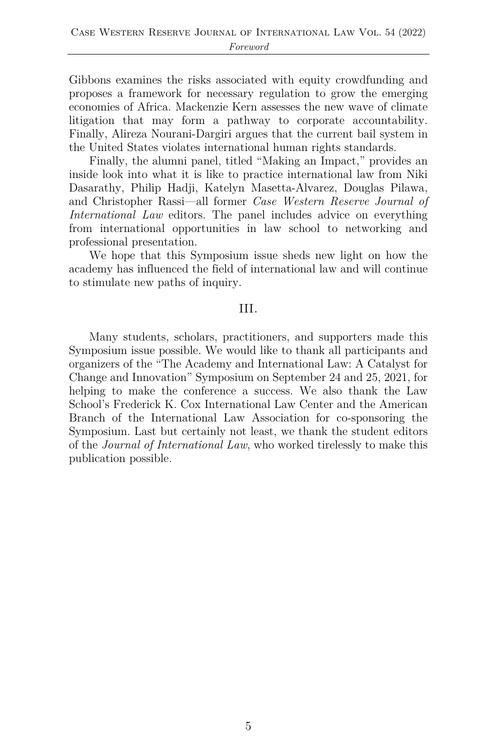Gibbons examines the risks associated with equity crowdfunding and proposes a framework for necessary regulation to grow the emerging economies of Africa. Mackenzie Kern assesses the new wave of climate litigation that may form a pathway to corporate accountability. Finally, Alireza Nourani-Dargiri argues that the current bail system in the United States violates international human rights standards.

Finally, the alumni panel, titled "Making an Impact," provides an inside look into what it is like to practice international law from Niki Dasarathy, Philip Hadji, Katelyn Masetta-Alvarez, Douglas Pilawa, and Christopher Rassi—all former *Case Western Reserve Journal of International Law* editors. The panel includes advice on everything from international opportunities in law school to networking and professional presentation.

We hope that this Symposium issue sheds new light on how the academy has influenced the field of international law and will continue to stimulate new paths of inquiry.

## III.

Many students, scholars, practitioners, and supporters made this Symposium issue possible. We would like to thank all participants and organizers of the "The Academy and International Law: A Catalyst for Change and Innovation" Symposium on September 24 and 25, 2021, for helping to make the conference a success. We also thank the Law School's Frederick K. Cox International Law Center and the American Branch of the International Law Association for co-sponsoring the Symposium. Last but certainly not least, we thank the student editors of the *Journal of International Law*, who worked tirelessly to make this publication possible.